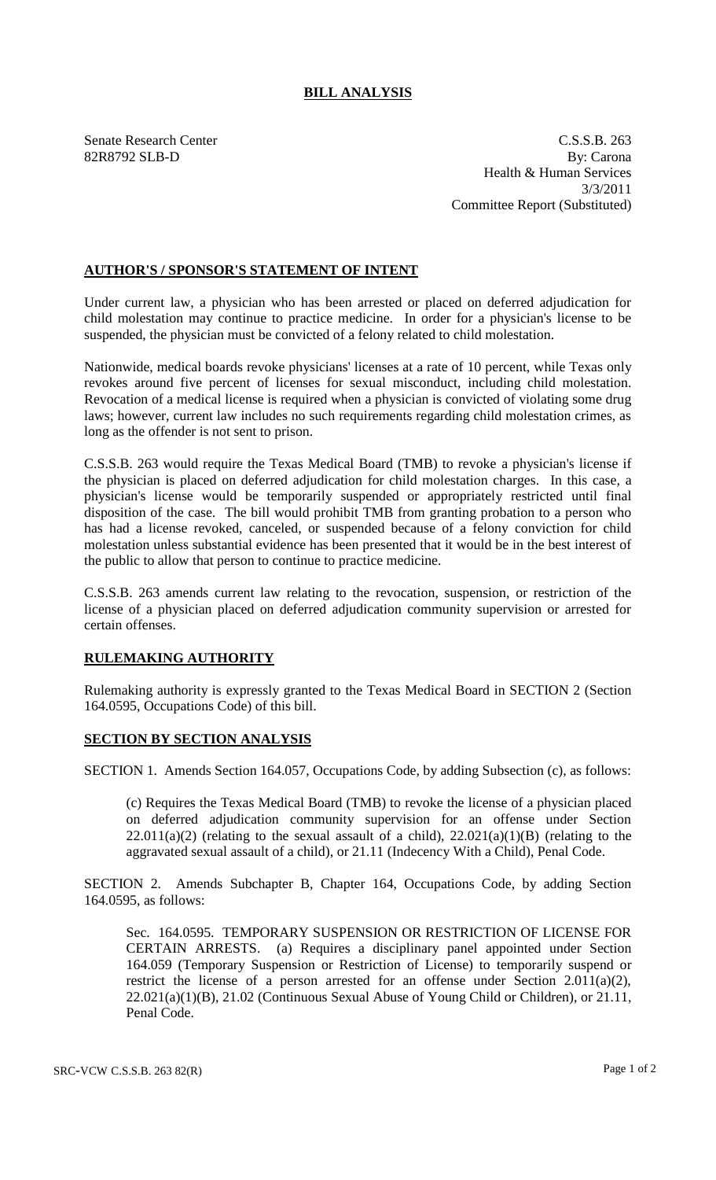# BILL ANALYSIS

Senate Research Center
82R8792 SLB-D

C.S.S.B. 263
By: Carona
Health & Human Services
3/3/2011
Committee Report (Substituted)

## AUTHOR'S / SPONSOR'S STATEMENT OF INTENT

Under current law, a physician who has been arrested or placed on deferred adjudication for child molestation may continue to practice medicine. In order for a physician's license to be suspended, the physician must be convicted of a felony related to child molestation.

Nationwide, medical boards revoke physicians' licenses at a rate of 10 percent, while Texas only revokes around five percent of licenses for sexual misconduct, including child molestation. Revocation of a medical license is required when a physician is convicted of violating some drug laws; however, current law includes no such requirements regarding child molestation crimes, as long as the offender is not sent to prison.

C.S.S.B. 263 would require the Texas Medical Board (TMB) to revoke a physician's license if the physician is placed on deferred adjudication for child molestation charges. In this case, a physician's license would be temporarily suspended or appropriately restricted until final disposition of the case. The bill would prohibit TMB from granting probation to a person who has had a license revoked, canceled, or suspended because of a felony conviction for child molestation unless substantial evidence has been presented that it would be in the best interest of the public to allow that person to continue to practice medicine.

C.S.S.B. 263 amends current law relating to the revocation, suspension, or restriction of the license of a physician placed on deferred adjudication community supervision or arrested for certain offenses.

## RULEMAKING AUTHORITY

Rulemaking authority is expressly granted to the Texas Medical Board in SECTION 2 (Section 164.0595, Occupations Code) of this bill.

## SECTION BY SECTION ANALYSIS

SECTION 1. Amends Section 164.057, Occupations Code, by adding Subsection (c), as follows:

(c) Requires the Texas Medical Board (TMB) to revoke the license of a physician placed on deferred adjudication community supervision for an offense under Section 22.011(a)(2) (relating to the sexual assault of a child), 22.021(a)(1)(B) (relating to the aggravated sexual assault of a child), or 21.11 (Indecency With a Child), Penal Code.

SECTION 2. Amends Subchapter B, Chapter 164, Occupations Code, by adding Section 164.0595, as follows:

Sec. 164.0595. TEMPORARY SUSPENSION OR RESTRICTION OF LICENSE FOR CERTAIN ARRESTS. (a) Requires a disciplinary panel appointed under Section 164.059 (Temporary Suspension or Restriction of License) to temporarily suspend or restrict the license of a person arrested for an offense under Section 2.011(a)(2), 22.021(a)(1)(B), 21.02 (Continuous Sexual Abuse of Young Child or Children), or 21.11, Penal Code.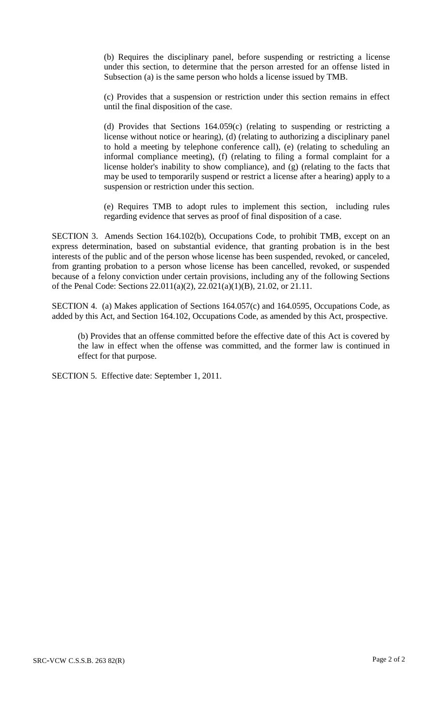(b) Requires the disciplinary panel, before suspending or restricting a license under this section, to determine that the person arrested for an offense listed in Subsection (a) is the same person who holds a license issued by TMB.

(c) Provides that a suspension or restriction under this section remains in effect until the final disposition of the case.

(d) Provides that Sections 164.059(c) (relating to suspending or restricting a license without notice or hearing), (d) (relating to authorizing a disciplinary panel to hold a meeting by telephone conference call), (e) (relating to scheduling an informal compliance meeting), (f) (relating to filing a formal complaint for a license holder's inability to show compliance), and (g) (relating to the facts that may be used to temporarily suspend or restrict a license after a hearing) apply to a suspension or restriction under this section.

(e) Requires TMB to adopt rules to implement this section, including rules regarding evidence that serves as proof of final disposition of a case.

SECTION 3. Amends Section 164.102(b), Occupations Code, to prohibit TMB, except on an express determination, based on substantial evidence, that granting probation is in the best interests of the public and of the person whose license has been suspended, revoked, or canceled, from granting probation to a person whose license has been cancelled, revoked, or suspended because of a felony conviction under certain provisions, including any of the following Sections of the Penal Code: Sections 22.011(a)(2), 22.021(a)(1)(B), 21.02, or 21.11.

SECTION 4. (a) Makes application of Sections 164.057(c) and 164.0595, Occupations Code, as added by this Act, and Section 164.102, Occupations Code, as amended by this Act, prospective.

(b) Provides that an offense committed before the effective date of this Act is covered by the law in effect when the offense was committed, and the former law is continued in effect for that purpose.

SECTION 5. Effective date: September 1, 2011.

SRC-VCW C.S.S.B. 263 82(R)